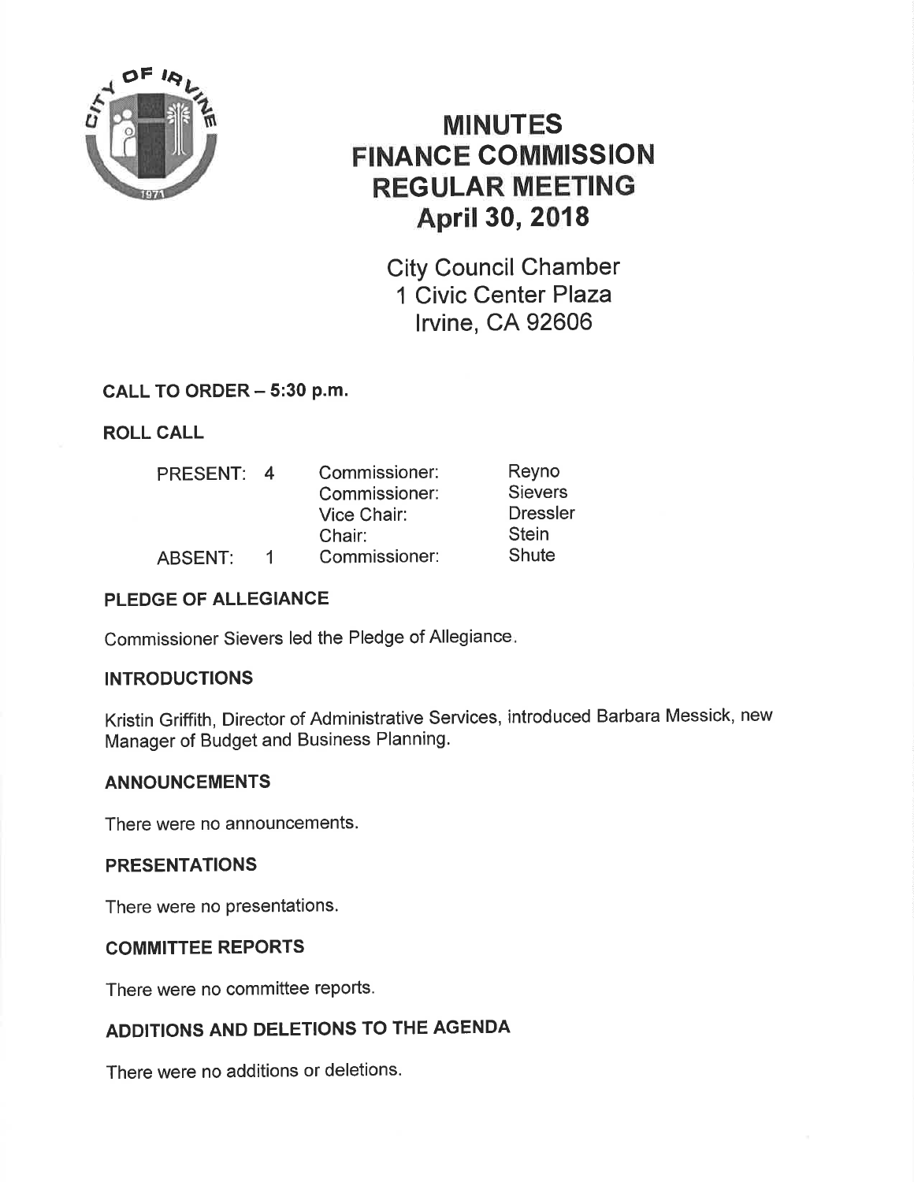# MINUTES
# FINANCE COMMISSION
# REGULAR MEETING
# April 30, 2018

City Council Chamber
1 Civic Center Plaza
Irvine, CA 92606

## CALL TO ORDER – 5:30 p.m.

## ROLL CALL

| | | | |
|---|---|---|---|
| PRESENT: | 4 | Commissioner: | Reyno |
| | | Commissioner: | Sievers |
| | | Vice Chair: | Dressler |
| | | Chair: | Stein |
| ABSENT: | 1 | Commissioner: | Shute |

## PLEDGE OF ALLEGIANCE

Commissioner Sievers led the Pledge of Allegiance.

## INTRODUCTIONS

Kristin Griffith, Director of Administrative Services, introduced Barbara Messick, new Manager of Budget and Business Planning.

## ANNOUNCEMENTS

There were no announcements.

## PRESENTATIONS

There were no presentations.

## COMMITTEE REPORTS

There were no committee reports.

## ADDITIONS AND DELETIONS TO THE AGENDA

There were no additions or deletions.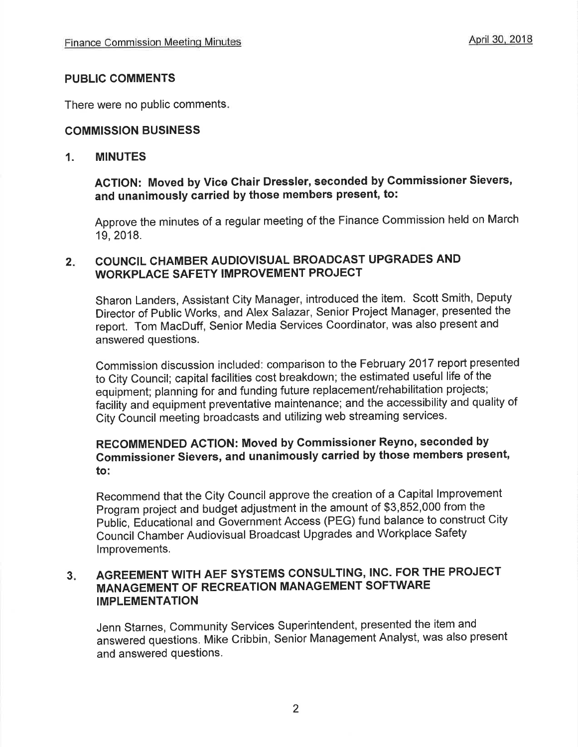## PUBLIC COMMENTS

There were no public comments.

## COMMISSION BUSINESS

### 1. MINUTES

**ACTION: Moved by Vice Chair Dressler, seconded by Commissioner Sievers, and unanimously carried by those members present, to:**

Approve the minutes of a regular meeting of the Finance Commission held on March 19, 2018.

### 2. COUNCIL CHAMBER AUDIOVISUAL BROADCAST UPGRADES AND WORKPLACE SAFETY IMPROVEMENT PROJECT

Sharon Landers, Assistant City Manager, introduced the item. Scott Smith, Deputy Director of Public Works, and Alex Salazar, Senior Project Manager, presented the report. Tom MacDuff, Senior Media Services Coordinator, was also present and answered questions.

Commission discussion included: comparison to the February 2017 report presented to City Council; capital facilities cost breakdown; the estimated useful life of the equipment; planning for and funding future replacement/rehabilitation projects; facility and equipment preventative maintenance; and the accessibility and quality of City Council meeting broadcasts and utilizing web streaming services.

**RECOMMENDED ACTION: Moved by Commissioner Reyno, seconded by Commissioner Sievers, and unanimously carried by those members present, to:**

Recommend that the City Council approve the creation of a Capital Improvement Program project and budget adjustment in the amount of $3,852,000 from the Public, Educational and Government Access (PEG) fund balance to construct City Council Chamber Audiovisual Broadcast Upgrades and Workplace Safety Improvements.

### 3. AGREEMENT WITH AEF SYSTEMS CONSULTING, INC. FOR THE PROJECT MANAGEMENT OF RECREATION MANAGEMENT SOFTWARE IMPLEMENTATION

Jenn Starnes, Community Services Superintendent, presented the item and answered questions. Mike Cribbin, Senior Management Analyst, was also present and answered questions.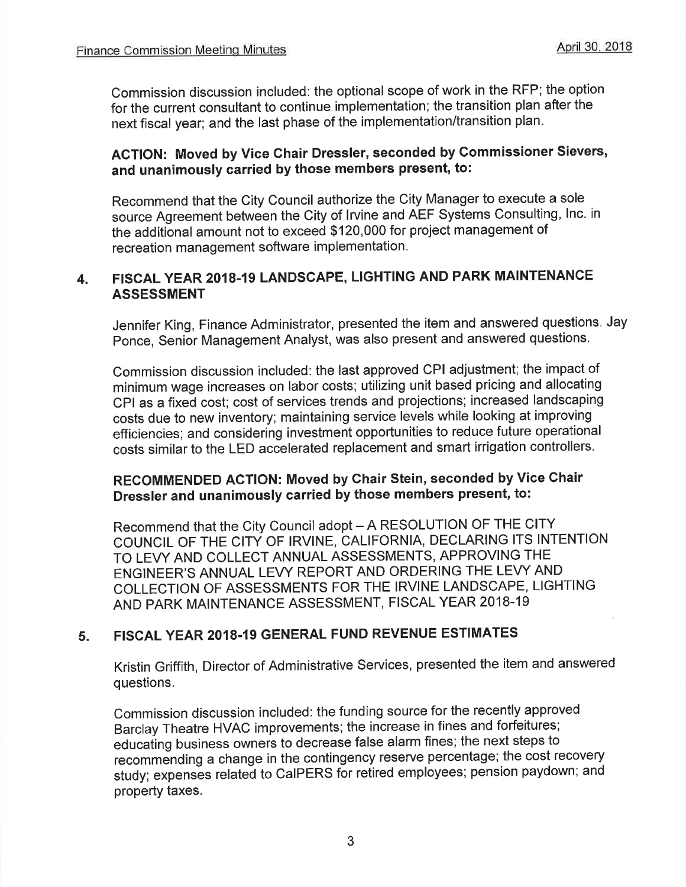Commission discussion included: the optional scope of work in the RFP; the option for the current consultant to continue implementation; the transition plan after the next fiscal year; and the last phase of the implementation/transition plan.

**ACTION: Moved by Vice Chair Dressler, seconded by Commissioner Sievers, and unanimously carried by those members present, to:**

Recommend that the City Council authorize the City Manager to execute a sole source Agreement between the City of Irvine and AEF Systems Consulting, Inc. in the additional amount not to exceed $120,000 for project management of recreation management software implementation.

## 4. FISCAL YEAR 2018-19 LANDSCAPE, LIGHTING AND PARK MAINTENANCE ASSESSMENT

Jennifer King, Finance Administrator, presented the item and answered questions. Jay Ponce, Senior Management Analyst, was also present and answered questions.

Commission discussion included: the last approved CPI adjustment; the impact of minimum wage increases on labor costs; utilizing unit based pricing and allocating CPI as a fixed cost; cost of services trends and projections; increased landscaping costs due to new inventory; maintaining service levels while looking at improving efficiencies; and considering investment opportunities to reduce future operational costs similar to the LED accelerated replacement and smart irrigation controllers.

**RECOMMENDED ACTION: Moved by Chair Stein, seconded by Vice Chair Dressler and unanimously carried by those members present, to:**

Recommend that the City Council adopt – A RESOLUTION OF THE CITY COUNCIL OF THE CITY OF IRVINE, CALIFORNIA, DECLARING ITS INTENTION TO LEVY AND COLLECT ANNUAL ASSESSMENTS, APPROVING THE ENGINEER'S ANNUAL LEVY REPORT AND ORDERING THE LEVY AND COLLECTION OF ASSESSMENTS FOR THE IRVINE LANDSCAPE, LIGHTING AND PARK MAINTENANCE ASSESSMENT, FISCAL YEAR 2018-19

## 5. FISCAL YEAR 2018-19 GENERAL FUND REVENUE ESTIMATES

Kristin Griffith, Director of Administrative Services, presented the item and answered questions.

Commission discussion included: the funding source for the recently approved Barclay Theatre HVAC improvements; the increase in fines and forfeitures; educating business owners to decrease false alarm fines; the next steps to recommending a change in the contingency reserve percentage; the cost recovery study; expenses related to CalPERS for retired employees; pension paydown; and property taxes.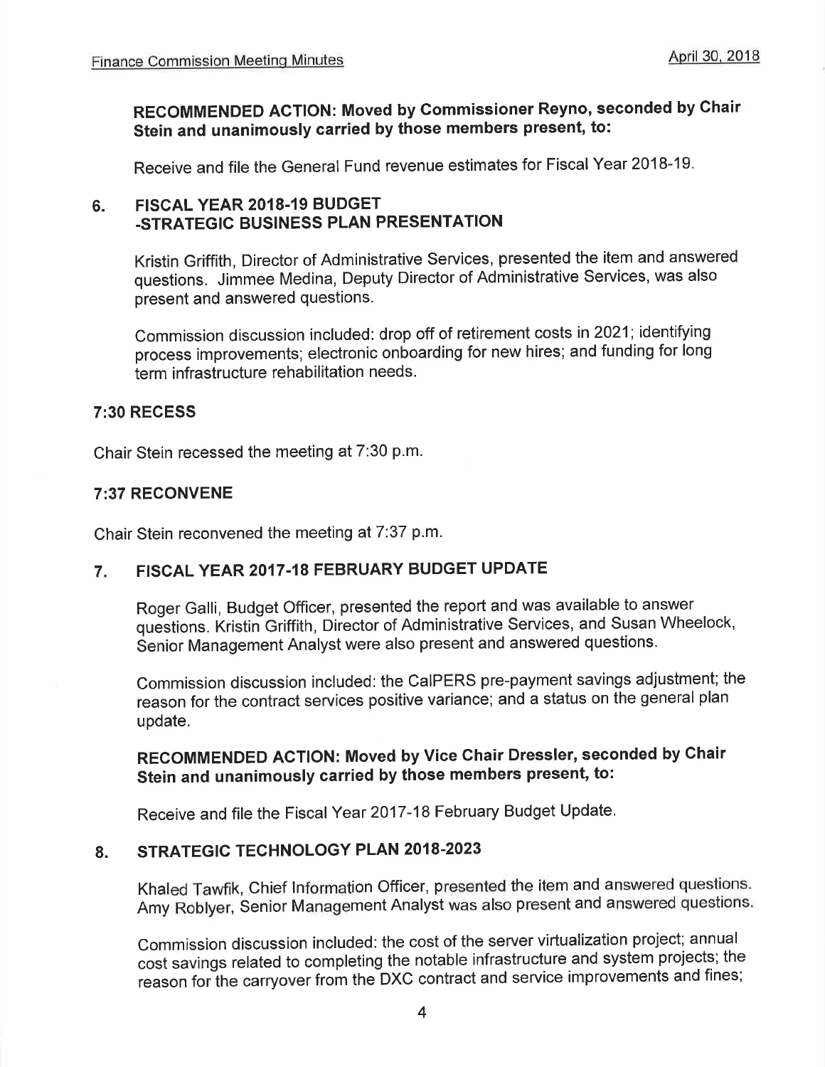**RECOMMENDED ACTION: Moved by Commissioner Reyno, seconded by Chair Stein and unanimously carried by those members present, to:**

Receive and file the General Fund revenue estimates for Fiscal Year 2018-19.

## 6. FISCAL YEAR 2018-19 BUDGET -STRATEGIC BUSINESS PLAN PRESENTATION

Kristin Griffith, Director of Administrative Services, presented the item and answered questions. Jimmee Medina, Deputy Director of Administrative Services, was also present and answered questions.

Commission discussion included: drop off of retirement costs in 2021; identifying process improvements; electronic onboarding for new hires; and funding for long term infrastructure rehabilitation needs.

## 7:30 RECESS

Chair Stein recessed the meeting at 7:30 p.m.

## 7:37 RECONVENE

Chair Stein reconvened the meeting at 7:37 p.m.

## 7. FISCAL YEAR 2017-18 FEBRUARY BUDGET UPDATE

Roger Galli, Budget Officer, presented the report and was available to answer questions. Kristin Griffith, Director of Administrative Services, and Susan Wheelock, Senior Management Analyst were also present and answered questions.

Commission discussion included: the CalPERS pre-payment savings adjustment; the reason for the contract services positive variance; and a status on the general plan update.

**RECOMMENDED ACTION: Moved by Vice Chair Dressler, seconded by Chair Stein and unanimously carried by those members present, to:**

Receive and file the Fiscal Year 2017-18 February Budget Update.

## 8. STRATEGIC TECHNOLOGY PLAN 2018-2023

Khaled Tawfik, Chief Information Officer, presented the item and answered questions. Amy Roblyer, Senior Management Analyst was also present and answered questions.

Commission discussion included: the cost of the server virtualization project; annual cost savings related to completing the notable infrastructure and system projects; the reason for the carryover from the DXC contract and service improvements and fines;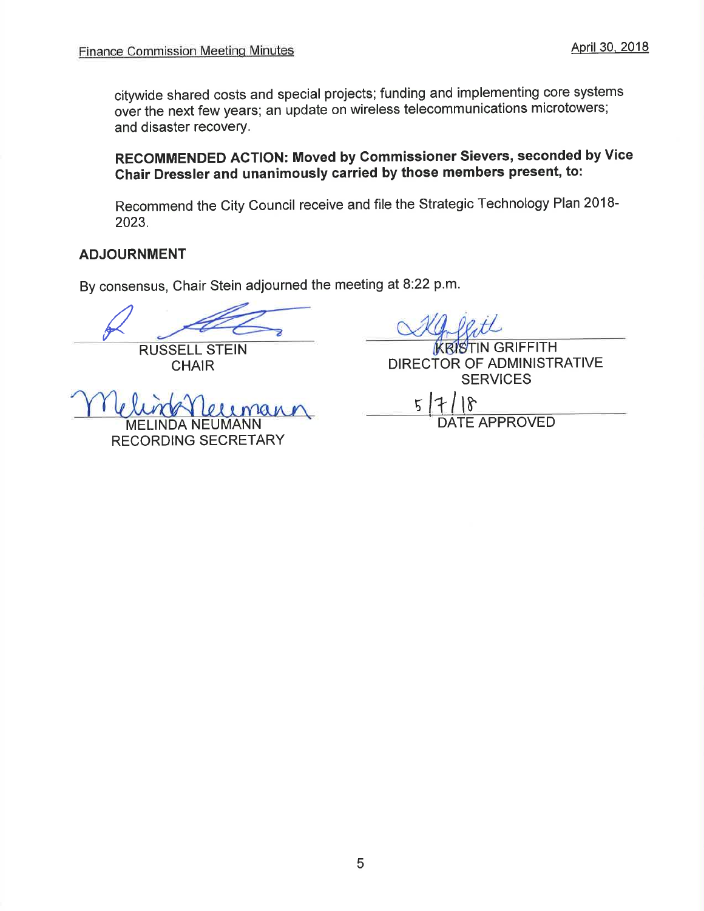citywide shared costs and special projects; funding and implementing core systems over the next few years; an update on wireless telecommunications microtowers; and disaster recovery.

**RECOMMENDED ACTION: Moved by Commissioner Sievers, seconded by Vice Chair Dressler and unanimously carried by those members present, to:**

Recommend the City Council receive and file the Strategic Technology Plan 2018-2023.

**ADJOURNMENT**

By consensus, Chair Stein adjourned the meeting at 8:22 p.m.

RUSSELL STEIN
CHAIR

KRISTIN GRIFFITH
DIRECTOR OF ADMINISTRATIVE SERVICES

MELINDA NEUMANN
RECORDING SECRETARY

5/7/18
DATE APPROVED